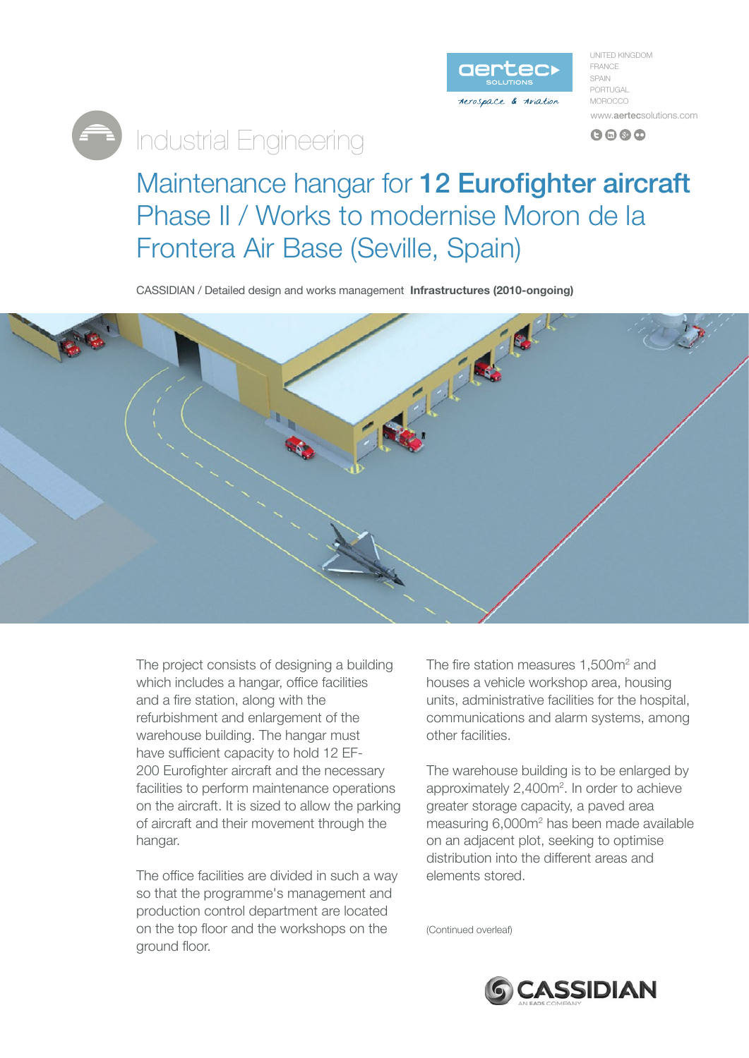aertec SOLUTIONS

Aerospace & Aviation

UNITED KINGDOM
FRANCE
SPAIN
PORTUGAL
MOROCCO

www.aertecsolutions.com

# Industrial Engineering

## Maintenance hangar for **12 Eurofighter aircraft** Phase II / Works to modernise Moron de la Frontera Air Base (Seville, Spain)

CASSIDIAN / Detailed design and works management **Infrastructures (2010-ongoing)**

The project consists of designing a building which includes a hangar, office facilities and a fire station, along with the refurbishment and enlargement of the warehouse building. The hangar must have sufficient capacity to hold 12 EF-200 Eurofighter aircraft and the necessary facilities to perform maintenance operations on the aircraft. It is sized to allow the parking of aircraft and their movement through the hangar.

The office facilities are divided in such a way so that the programme's management and production control department are located on the top floor and the workshops on the ground floor.

The fire station measures 1,500m$^2$ and houses a vehicle workshop area, housing units, administrative facilities for the hospital, communications and alarm systems, among other facilities.

The warehouse building is to be enlarged by approximately 2,400m$^2$. In order to achieve greater storage capacity, a paved area measuring 6,000m$^2$ has been made available on an adjacent plot, seeking to optimise distribution into the different areas and elements stored.

(Continued overleaf)

CASSIDIAN
AN EADS COMPANY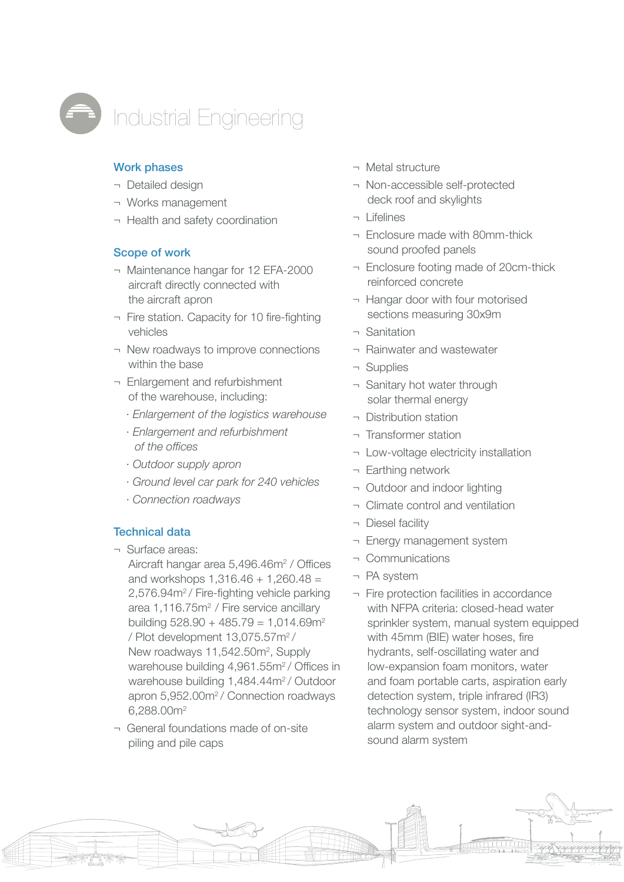# Industrial Engineering

## Work phases

- Detailed design
- Works management
- Health and safety coordination

## Scope of work

- Maintenance hangar for 12 EFA-2000 aircraft directly connected with the aircraft apron
- Fire station. Capacity for 10 fire-fighting vehicles
- New roadways to improve connections within the base
- Enlargement and refurbishment of the warehouse, including:
  - *Enlargement of the logistics warehouse*
  - *Enlargement and refurbishment of the offices*
  - *Outdoor supply apron*
  - *Ground level car park for 240 vehicles*
  - *Connection roadways*

## Technical data

- Surface areas: Aircraft hangar area 5,496.46m² / Offices and workshops 1,316.46 + 1,260.48 = 2,576.94m² / Fire-fighting vehicle parking area 1,116.75m² / Fire service ancillary building 528.90 + 485.79 = 1,014.69m² / Plot development 13,075.57m² / New roadways 11,542.50m², Supply warehouse building 4,961.55m² / Offices in warehouse building 1,484.44m² / Outdoor apron 5,952.00m² / Connection roadways 6,288.00m²
- General foundations made of on-site piling and pile caps
- Metal structure
- Non-accessible self-protected deck roof and skylights
- Lifelines
- Enclosure made with 80mm-thick sound proofed panels
- Enclosure footing made of 20cm-thick reinforced concrete
- Hangar door with four motorised sections measuring 30x9m
- Sanitation
- Rainwater and wastewater
- Supplies
- Sanitary hot water through solar thermal energy
- Distribution station
- Transformer station
- Low-voltage electricity installation
- Earthing network
- Outdoor and indoor lighting
- Climate control and ventilation
- Diesel facility
- Energy management system
- Communications
- PA system
- Fire protection facilities in accordance with NFPA criteria: closed-head water sprinkler system, manual system equipped with 45mm (BIE) water hoses, fire hydrants, self-oscillating water and low-expansion foam monitors, water and foam portable carts, aspiration early detection system, triple infrared (IR3) technology sensor system, indoor sound alarm system and outdoor sight-and-sound alarm system